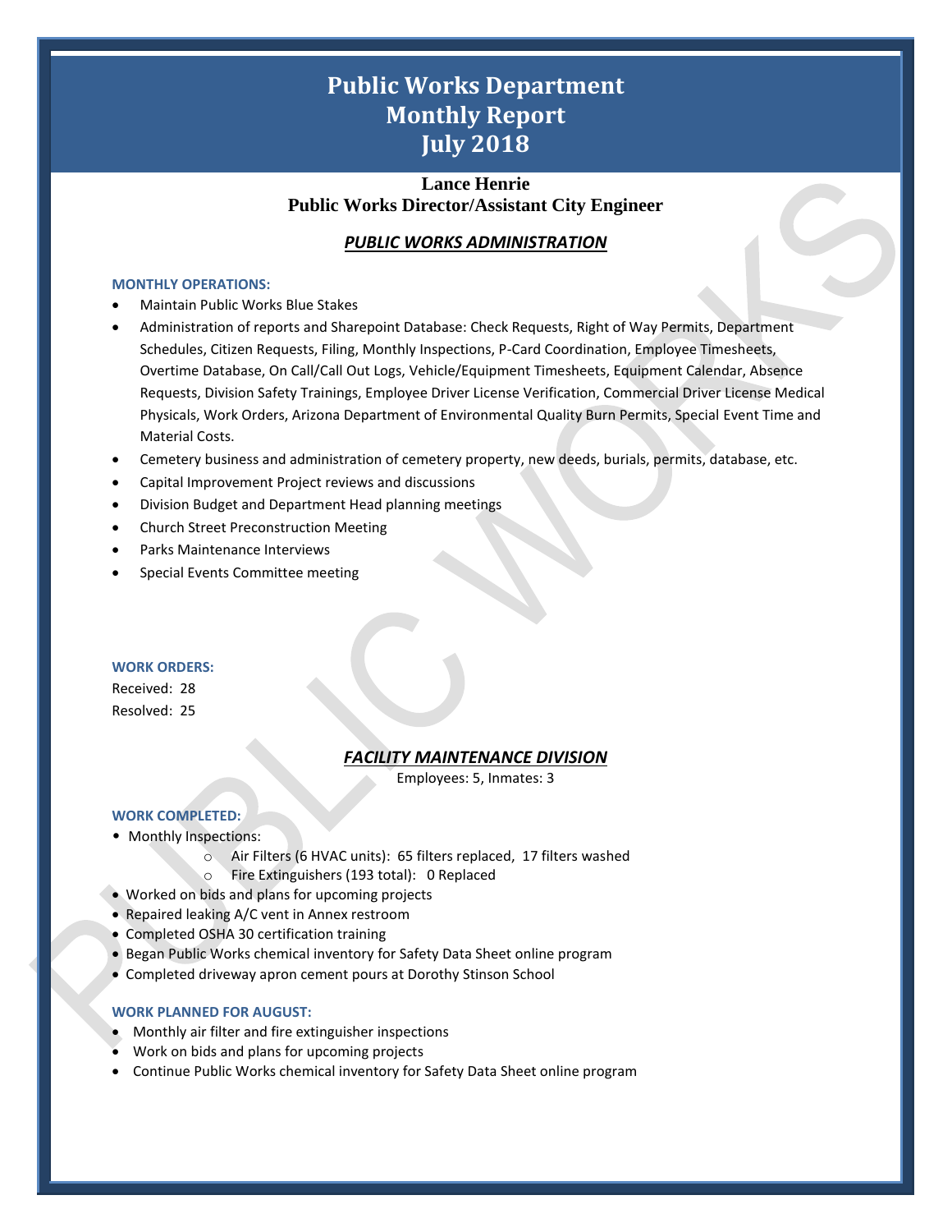# Public Works Department
# Monthly Report
# July 2018

**Lance Henrie**
**Public Works Director/Assistant City Engineer**

## *PUBLIC WORKS ADMINISTRATION*

### MONTHLY OPERATIONS:

- Maintain Public Works Blue Stakes
- Administration of reports and Sharepoint Database: Check Requests, Right of Way Permits, Department Schedules, Citizen Requests, Filing, Monthly Inspections, P-Card Coordination, Employee Timesheets, Overtime Database, On Call/Call Out Logs, Vehicle/Equipment Timesheets, Equipment Calendar, Absence Requests, Division Safety Trainings, Employee Driver License Verification, Commercial Driver License Medical Physicals, Work Orders, Arizona Department of Environmental Quality Burn Permits, Special Event Time and Material Costs.
- Cemetery business and administration of cemetery property, new deeds, burials, permits, database, etc.
- Capital Improvement Project reviews and discussions
- Division Budget and Department Head planning meetings
- Church Street Preconstruction Meeting
- Parks Maintenance Interviews
- Special Events Committee meeting

### WORK ORDERS:

Received: 28
Resolved: 25

## *FACILITY MAINTENANCE DIVISION*

Employees: 5, Inmates: 3

### WORK COMPLETED:

- Monthly Inspections:
  - Air Filters (6 HVAC units): 65 filters replaced, 17 filters washed
  - Fire Extinguishers (193 total): 0 Replaced
- Worked on bids and plans for upcoming projects
- Repaired leaking A/C vent in Annex restroom
- Completed OSHA 30 certification training
- Began Public Works chemical inventory for Safety Data Sheet online program
- Completed driveway apron cement pours at Dorothy Stinson School

### WORK PLANNED FOR AUGUST:

- Monthly air filter and fire extinguisher inspections
- Work on bids and plans for upcoming projects
- Continue Public Works chemical inventory for Safety Data Sheet online program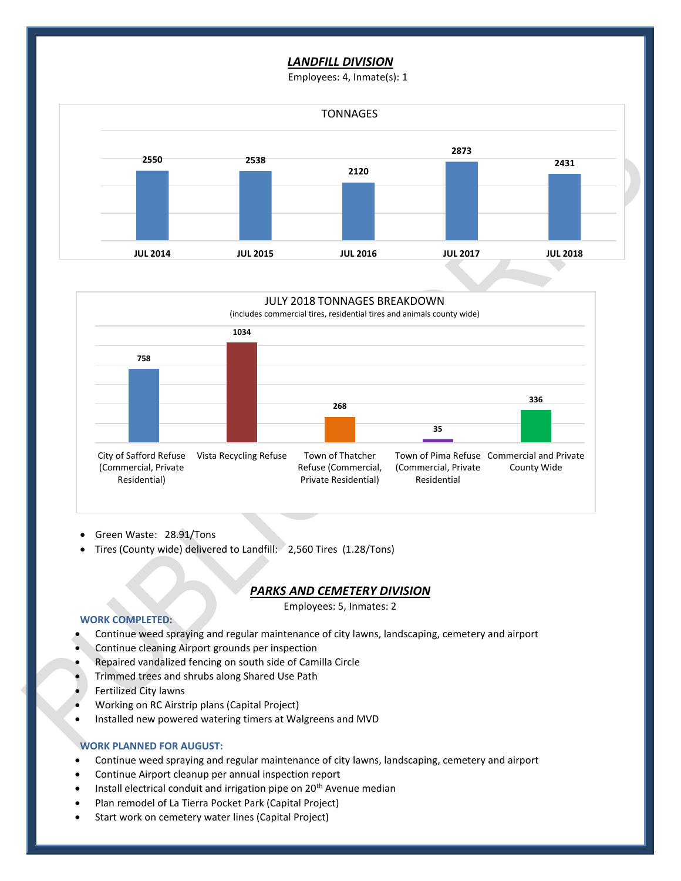## *LANDFILL DIVISION*

Employees: 4, Inmate(s): 1

**TONNAGES**

| JUL 2014 | JUL 2015 | JUL 2016 | JUL 2017 | JUL 2018 |
|---|---|---|---|---|
| 2550 | 2538 | 2120 | 2873 | 2431 |

**JULY 2018 TONNAGES BREAKDOWN**

(includes commercial tires, residential tires and animals county wide)

| City of Safford Refuse (Commercial, Private Residential) | Vista Recycling Refuse | Town of Thatcher Refuse (Commercial, Private Residential) | Town of Pima Refuse (Commercial, Private Residential | Commercial and Private County Wide |
|---|---|---|---|---|
| 758 | 1034 | 268 | 35 | 336 |

- Green Waste: 28.91/Tons
- Tires (County wide) delivered to Landfill: 2,560 Tires (1.28/Tons)

## *PARKS AND CEMETERY DIVISION*

Employees: 5, Inmates: 2

**WORK COMPLETED:**

- Continue weed spraying and regular maintenance of city lawns, landscaping, cemetery and airport
- Continue cleaning Airport grounds per inspection
- Repaired vandalized fencing on south side of Camilla Circle
- Trimmed trees and shrubs along Shared Use Path
- Fertilized City lawns
- Working on RC Airstrip plans (Capital Project)
- Installed new powered watering timers at Walgreens and MVD

**WORK PLANNED FOR AUGUST:**

- Continue weed spraying and regular maintenance of city lawns, landscaping, cemetery and airport
- Continue Airport cleanup per annual inspection report
- Install electrical conduit and irrigation pipe on 20th Avenue median
- Plan remodel of La Tierra Pocket Park (Capital Project)
- Start work on cemetery water lines (Capital Project)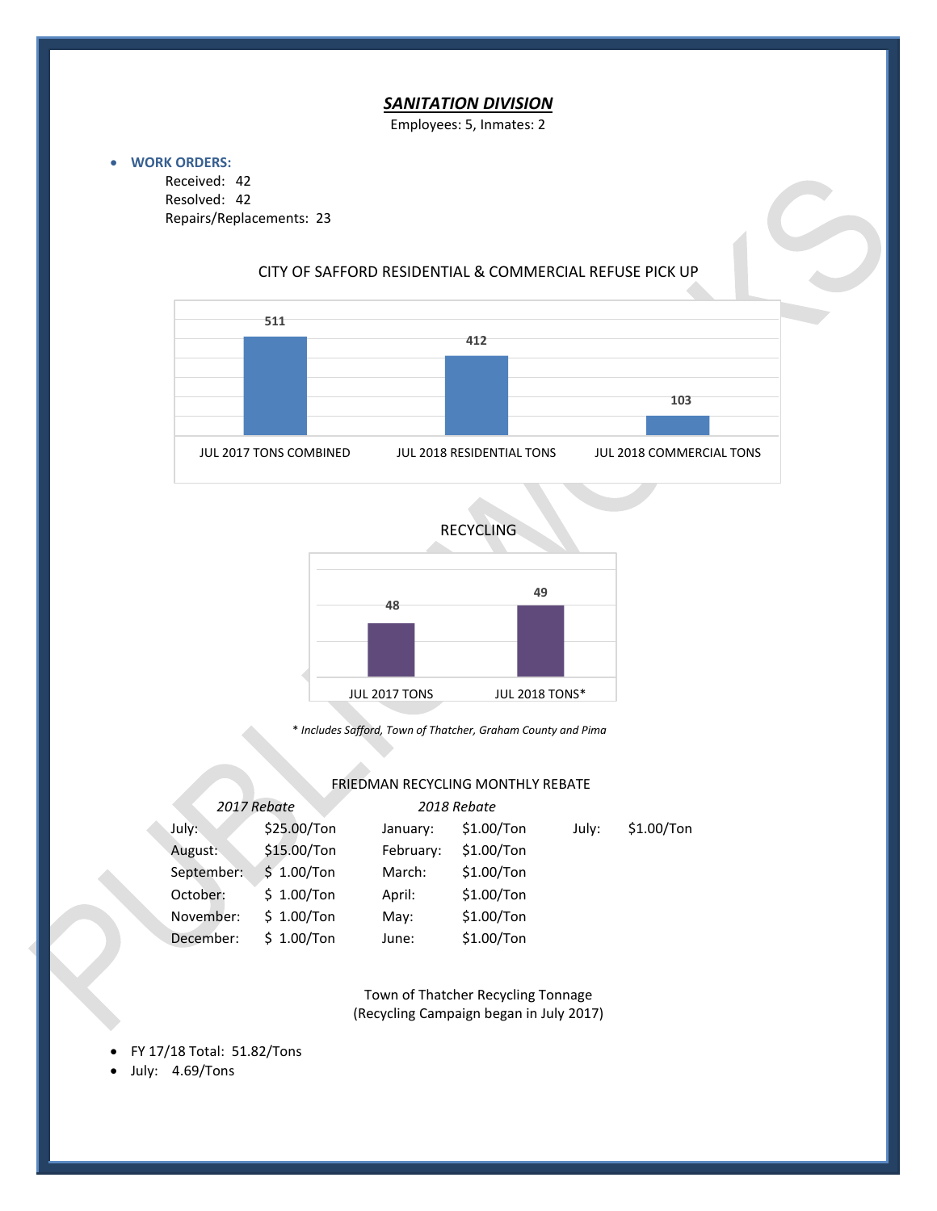## ***SANITATION DIVISION***

Employees: 5, Inmates: 2

- **WORK ORDERS:**
  Received: 42
  Resolved: 42
  Repairs/Replacements: 23

CITY OF SAFFORD RESIDENTIAL & COMMERCIAL REFUSE PICK UP

| JUL 2017 TONS COMBINED | JUL 2018 RESIDENTIAL TONS | JUL 2018 COMMERCIAL TONS |
|---|---|---|
| 511 | 412 | 103 |

RECYCLING

| JUL 2017 TONS | JUL 2018 TONS* |
|---|---|
| 48 | 49 |

*\* Includes Safford, Town of Thatcher, Graham County and Pima*

FRIEDMAN RECYCLING MONTHLY REBATE

| *2017 Rebate* | | *2018 Rebate* | | | |
|---|---|---|---|---|---|
| July: | $25.00/Ton | January: | $1.00/Ton | July: | $1.00/Ton |
| August: | $15.00/Ton | February: | $1.00/Ton | | |
| September: | $ 1.00/Ton | March: | $1.00/Ton | | |
| October: | $ 1.00/Ton | April: | $1.00/Ton | | |
| November: | $ 1.00/Ton | May: | $1.00/Ton | | |
| December: | $ 1.00/Ton | June: | $1.00/Ton | | |

Town of Thatcher Recycling Tonnage
(Recycling Campaign began in July 2017)

- FY 17/18 Total: 51.82/Tons
- July: 4.69/Tons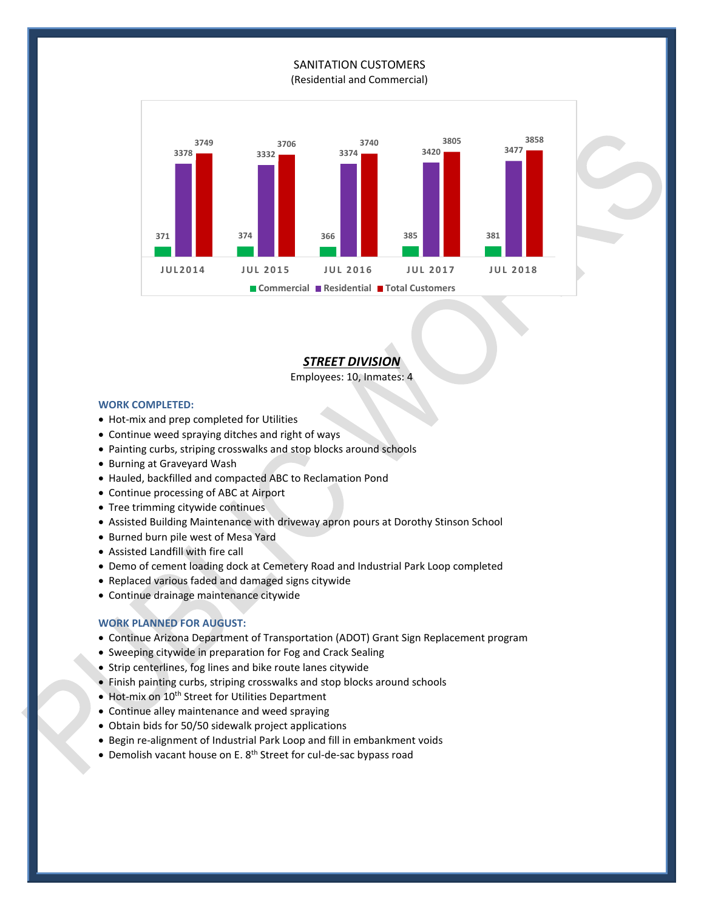SANITATION CUSTOMERS
(Residential and Commercial)

3749
3378
3706
3332
3740
3374
3805
3420
3858
3477

371
374
366
385
381

JUL2014
JUL 2015
JUL 2016
JUL 2017
JUL 2018

Commercial Residential Total Customers

## ***STREET DIVISION***

Employees: 10, Inmates: 4

**WORK COMPLETED:**

- Hot-mix and prep completed for Utilities
- Continue weed spraying ditches and right of ways
- Painting curbs, striping crosswalks and stop blocks around schools
- Burning at Graveyard Wash
- Hauled, backfilled and compacted ABC to Reclamation Pond
- Continue processing of ABC at Airport
- Tree trimming citywide continues
- Assisted Building Maintenance with driveway apron pours at Dorothy Stinson School
- Burned burn pile west of Mesa Yard
- Assisted Landfill with fire call
- Demo of cement loading dock at Cemetery Road and Industrial Park Loop completed
- Replaced various faded and damaged signs citywide
- Continue drainage maintenance citywide

**WORK PLANNED FOR AUGUST:**

- Continue Arizona Department of Transportation (ADOT) Grant Sign Replacement program
- Sweeping citywide in preparation for Fog and Crack Sealing
- Strip centerlines, fog lines and bike route lanes citywide
- Finish painting curbs, striping crosswalks and stop blocks around schools
- Hot-mix on 10th Street for Utilities Department
- Continue alley maintenance and weed spraying
- Obtain bids for 50/50 sidewalk project applications
- Begin re-alignment of Industrial Park Loop and fill in embankment voids
- Demolish vacant house on E. 8th Street for cul-de-sac bypass road